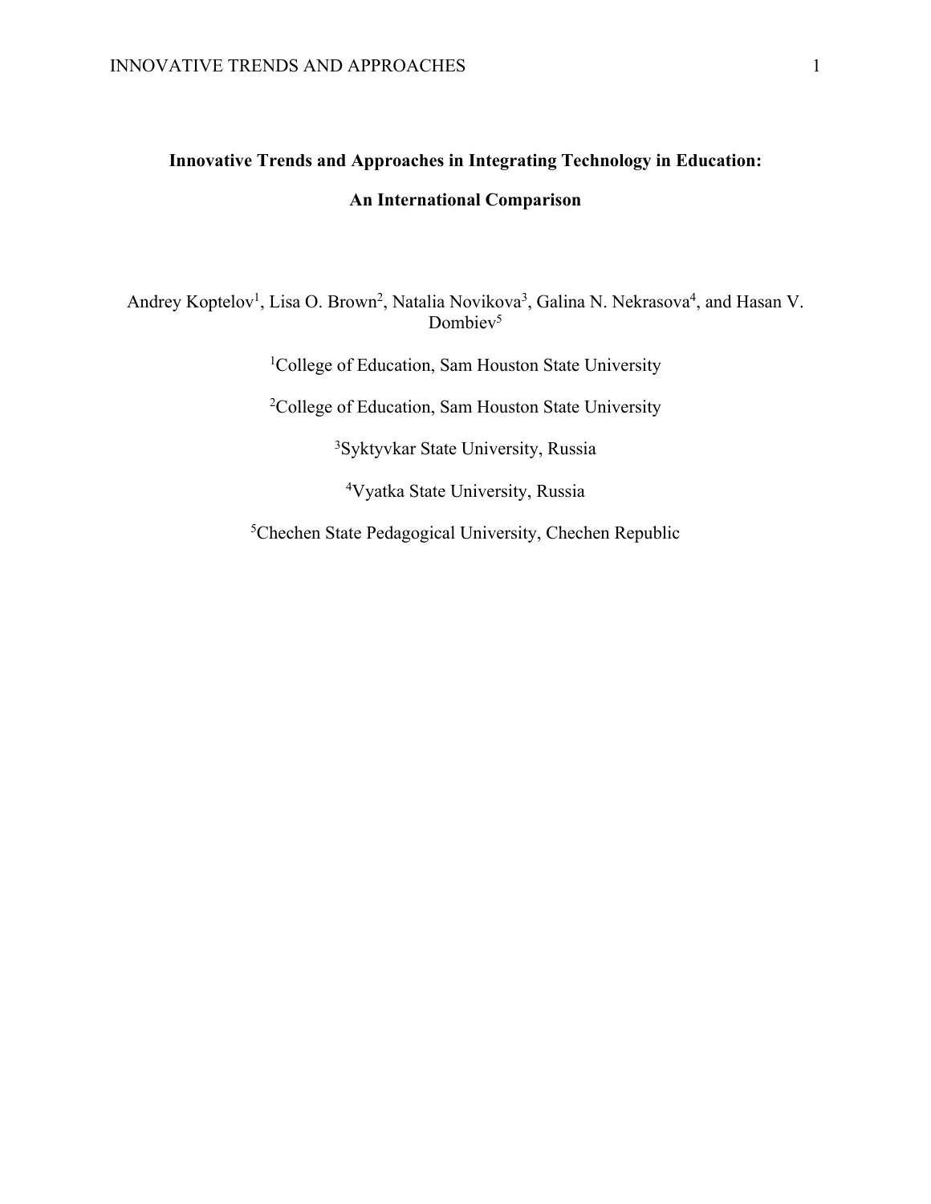# Innovative Trends and Approaches in Integrating Technology in Education: An International Comparison

Andrey Koptelov[1], Lisa O. Brown[2], Natalia Novikova[3], Galina N. Nekrasova[4], and Hasan V. Dombiev[5]

[1]College of Education, Sam Houston State University

[2]College of Education, Sam Houston State University

[3]Syktyvkar State University, Russia

[4]Vyatka State University, Russia

[5]Chechen State Pedagogical University, Chechen Republic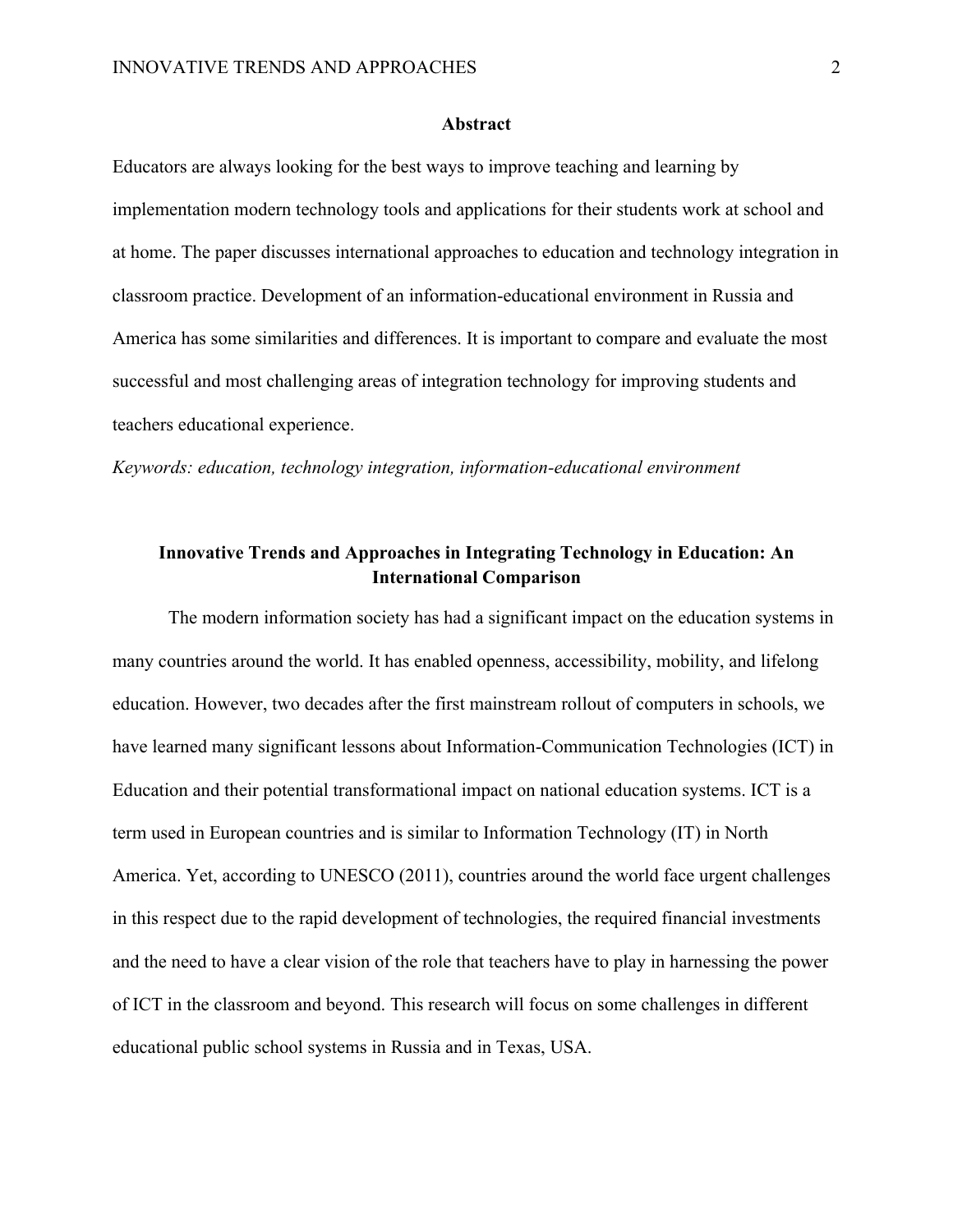## Abstract

Educators are always looking for the best ways to improve teaching and learning by implementation modern technology tools and applications for their students work at school and at home. The paper discusses international approaches to education and technology integration in classroom practice. Development of an information-educational environment in Russia and America has some similarities and differences. It is important to compare and evaluate the most successful and most challenging areas of integration technology for improving students and teachers educational experience.

*Keywords: education, technology integration, information-educational environment*

## Innovative Trends and Approaches in Integrating Technology in Education: An International Comparison

The modern information society has had a significant impact on the education systems in many countries around the world. It has enabled openness, accessibility, mobility, and lifelong education. However, two decades after the first mainstream rollout of computers in schools, we have learned many significant lessons about Information-Communication Technologies (ICT) in Education and their potential transformational impact on national education systems. ICT is a term used in European countries and is similar to Information Technology (IT) in North America. Yet, according to UNESCO (2011), countries around the world face urgent challenges in this respect due to the rapid development of technologies, the required financial investments and the need to have a clear vision of the role that teachers have to play in harnessing the power of ICT in the classroom and beyond. This research will focus on some challenges in different educational public school systems in Russia and in Texas, USA.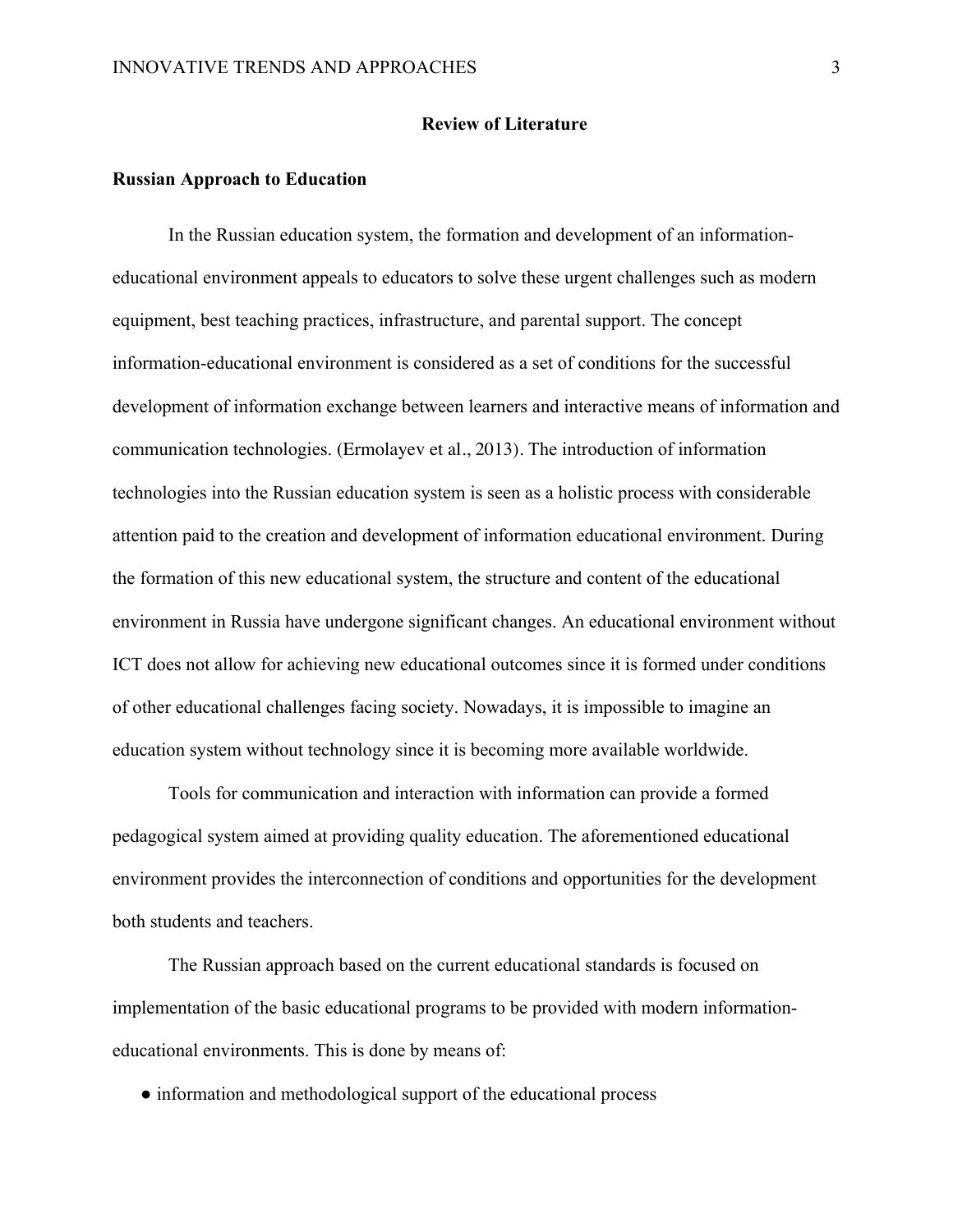## Review of Literature

### Russian Approach to Education

In the Russian education system, the formation and development of an information-educational environment appeals to educators to solve these urgent challenges such as modern equipment, best teaching practices, infrastructure, and parental support. The concept information-educational environment is considered as a set of conditions for the successful development of information exchange between learners and interactive means of information and communication technologies. (Ermolayev et al., 2013). The introduction of information technologies into the Russian education system is seen as a holistic process with considerable attention paid to the creation and development of information educational environment. During the formation of this new educational system, the structure and content of the educational environment in Russia have undergone significant changes. An educational environment without ICT does not allow for achieving new educational outcomes since it is formed under conditions of other educational challenges facing society. Nowadays, it is impossible to imagine an education system without technology since it is becoming more available worldwide.

Tools for communication and interaction with information can provide a formed pedagogical system aimed at providing quality education. The aforementioned educational environment provides the interconnection of conditions and opportunities for the development both students and teachers.

The Russian approach based on the current educational standards is focused on implementation of the basic educational programs to be provided with modern information-educational environments. This is done by means of:

- information and methodological support of the educational process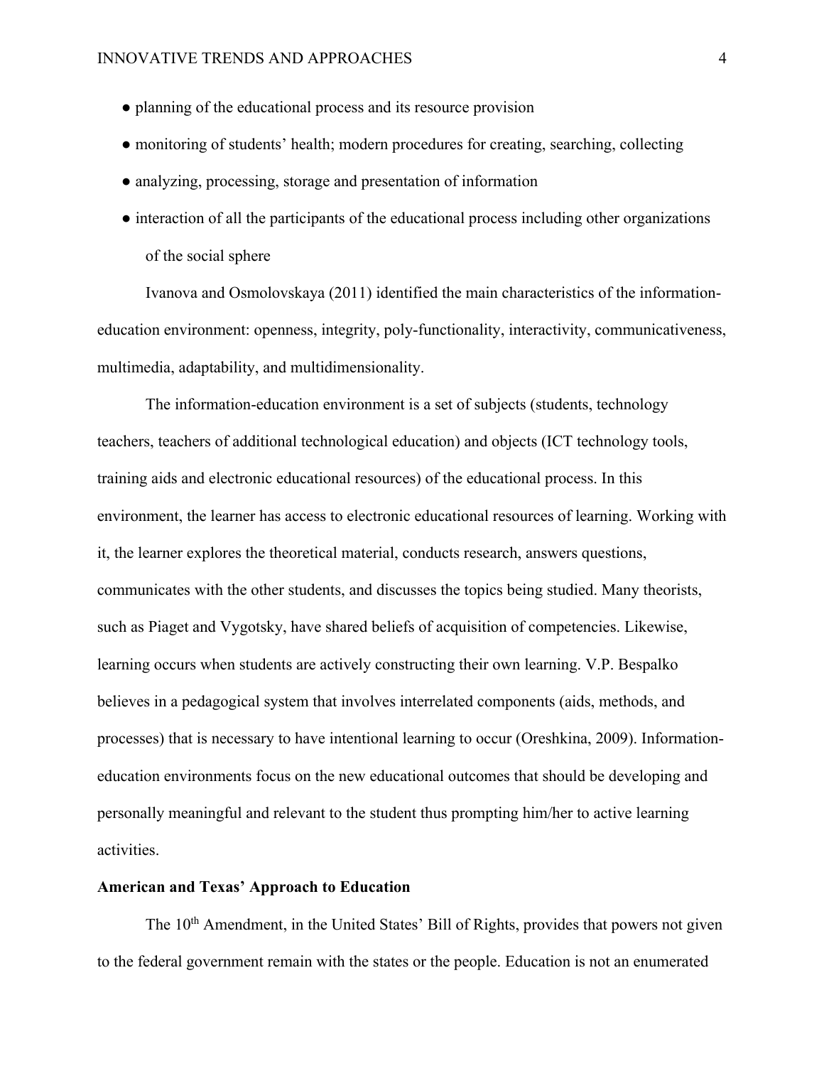- planning of the educational process and its resource provision
- monitoring of students' health; modern procedures for creating, searching, collecting
- analyzing, processing, storage and presentation of information
- interaction of all the participants of the educational process including other organizations of the social sphere

Ivanova and Osmolovskaya (2011) identified the main characteristics of the information-education environment: openness, integrity, poly-functionality, interactivity, communicativeness, multimedia, adaptability, and multidimensionality.

The information-education environment is a set of subjects (students, technology teachers, teachers of additional technological education) and objects (ICT technology tools, training aids and electronic educational resources) of the educational process. In this environment, the learner has access to electronic educational resources of learning. Working with it, the learner explores the theoretical material, conducts research, answers questions, communicates with the other students, and discusses the topics being studied. Many theorists, such as Piaget and Vygotsky, have shared beliefs of acquisition of competencies. Likewise, learning occurs when students are actively constructing their own learning. V.P. Bespalko believes in a pedagogical system that involves interrelated components (aids, methods, and processes) that is necessary to have intentional learning to occur (Oreshkina, 2009). Information-education environments focus on the new educational outcomes that should be developing and personally meaningful and relevant to the student thus prompting him/her to active learning activities.

**American and Texas' Approach to Education**

The 10th Amendment, in the United States' Bill of Rights, provides that powers not given to the federal government remain with the states or the people. Education is not an enumerated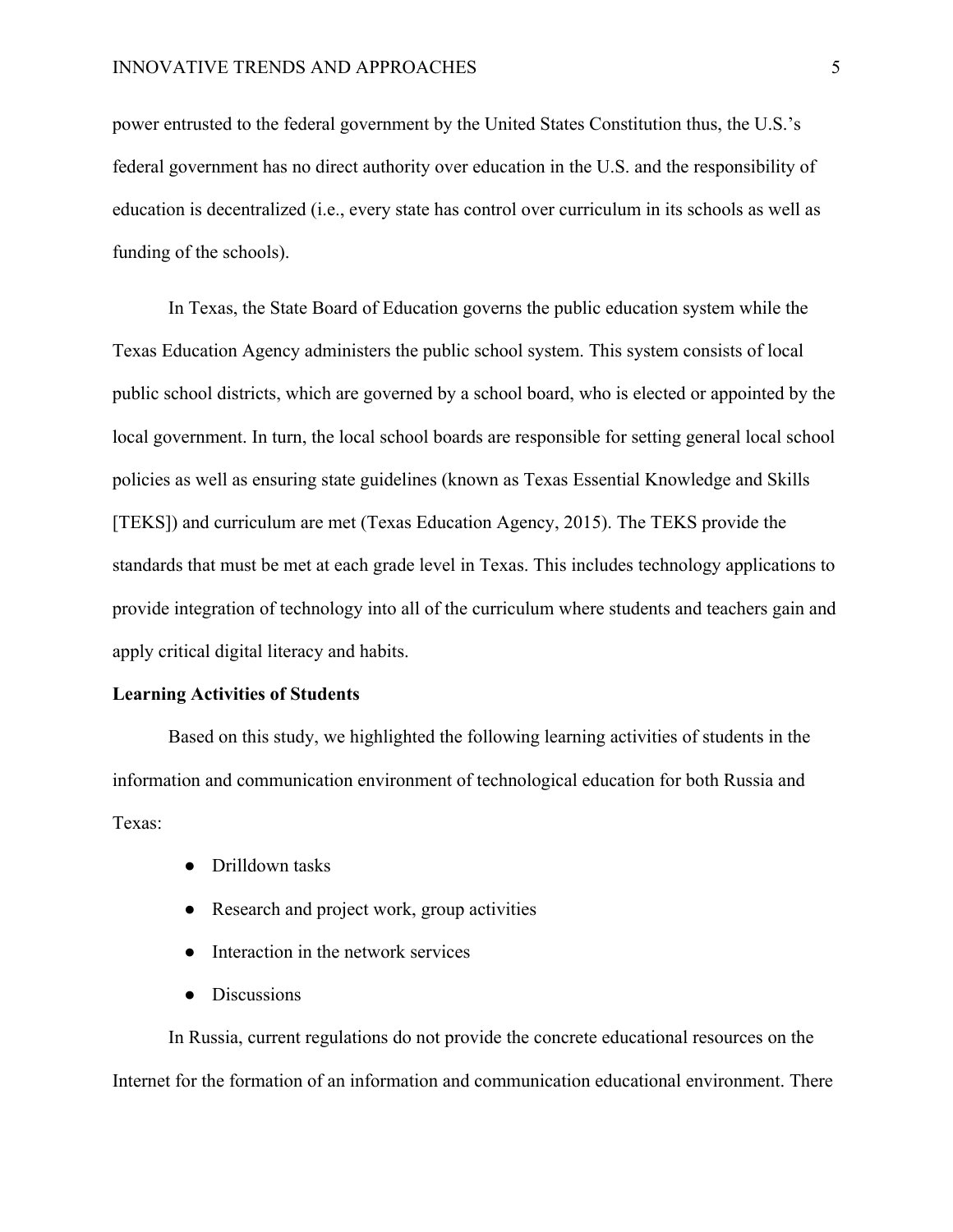power entrusted to the federal government by the United States Constitution thus, the U.S.'s federal government has no direct authority over education in the U.S. and the responsibility of education is decentralized (i.e., every state has control over curriculum in its schools as well as funding of the schools).

In Texas, the State Board of Education governs the public education system while the Texas Education Agency administers the public school system. This system consists of local public school districts, which are governed by a school board, who is elected or appointed by the local government. In turn, the local school boards are responsible for setting general local school policies as well as ensuring state guidelines (known as Texas Essential Knowledge and Skills [TEKS]) and curriculum are met (Texas Education Agency, 2015). The TEKS provide the standards that must be met at each grade level in Texas. This includes technology applications to provide integration of technology into all of the curriculum where students and teachers gain and apply critical digital literacy and habits.

**Learning Activities of Students**

Based on this study, we highlighted the following learning activities of students in the information and communication environment of technological education for both Russia and Texas:

- Drilldown tasks
- Research and project work, group activities
- Interaction in the network services
- Discussions

In Russia, current regulations do not provide the concrete educational resources on the Internet for the formation of an information and communication educational environment. There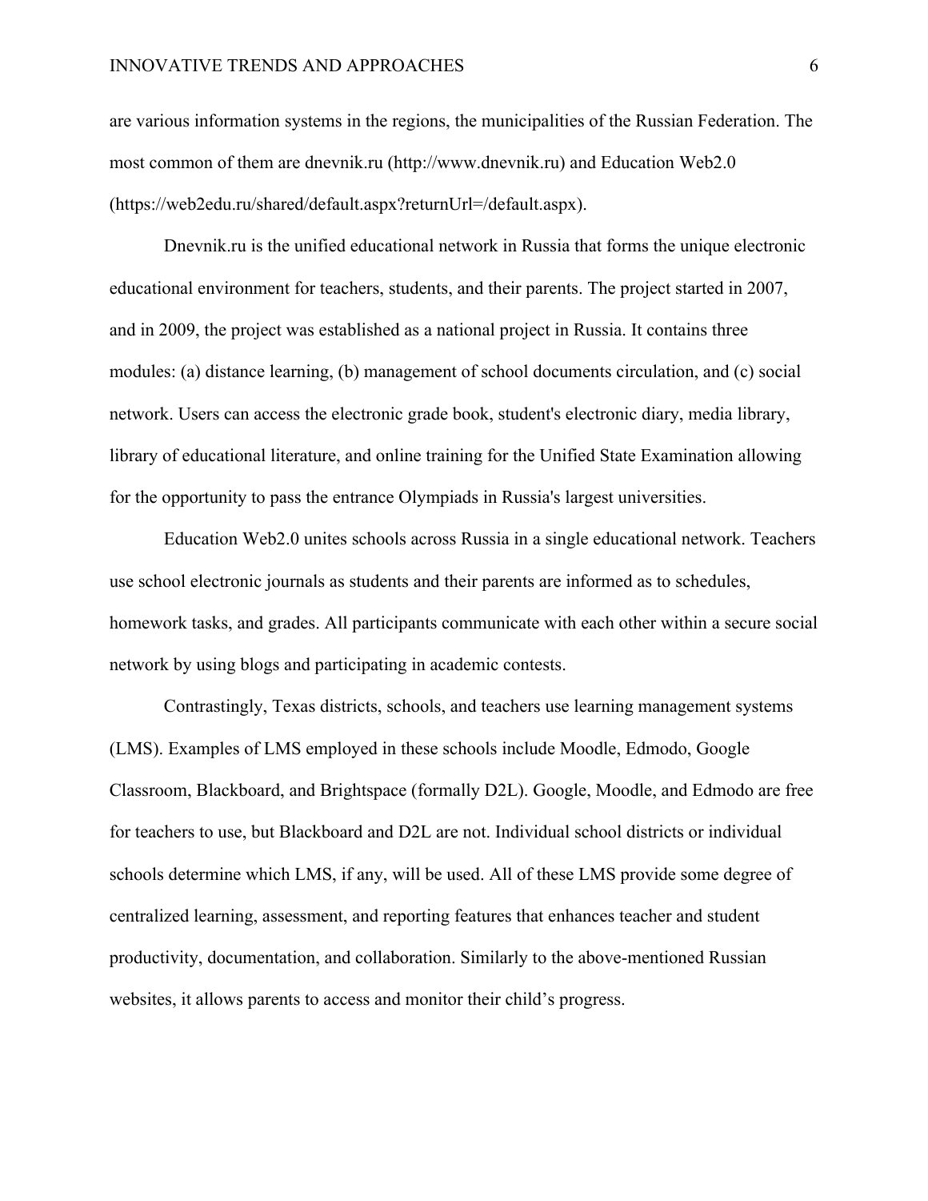are various information systems in the regions, the municipalities of the Russian Federation. The most common of them are dnevnik.ru (http://www.dnevnik.ru) and Education Web2.0 (https://web2edu.ru/shared/default.aspx?returnUrl=/default.aspx).

Dnevnik.ru is the unified educational network in Russia that forms the unique electronic educational environment for teachers, students, and their parents. The project started in 2007, and in 2009, the project was established as a national project in Russia. It contains three modules: (a) distance learning, (b) management of school documents circulation, and (c) social network. Users can access the electronic grade book, student's electronic diary, media library, library of educational literature, and online training for the Unified State Examination allowing for the opportunity to pass the entrance Olympiads in Russia's largest universities.

Education Web2.0 unites schools across Russia in a single educational network. Teachers use school electronic journals as students and their parents are informed as to schedules, homework tasks, and grades. All participants communicate with each other within a secure social network by using blogs and participating in academic contests.

Contrastingly, Texas districts, schools, and teachers use learning management systems (LMS). Examples of LMS employed in these schools include Moodle, Edmodo, Google Classroom, Blackboard, and Brightspace (formally D2L). Google, Moodle, and Edmodo are free for teachers to use, but Blackboard and D2L are not. Individual school districts or individual schools determine which LMS, if any, will be used. All of these LMS provide some degree of centralized learning, assessment, and reporting features that enhances teacher and student productivity, documentation, and collaboration. Similarly to the above-mentioned Russian websites, it allows parents to access and monitor their child's progress.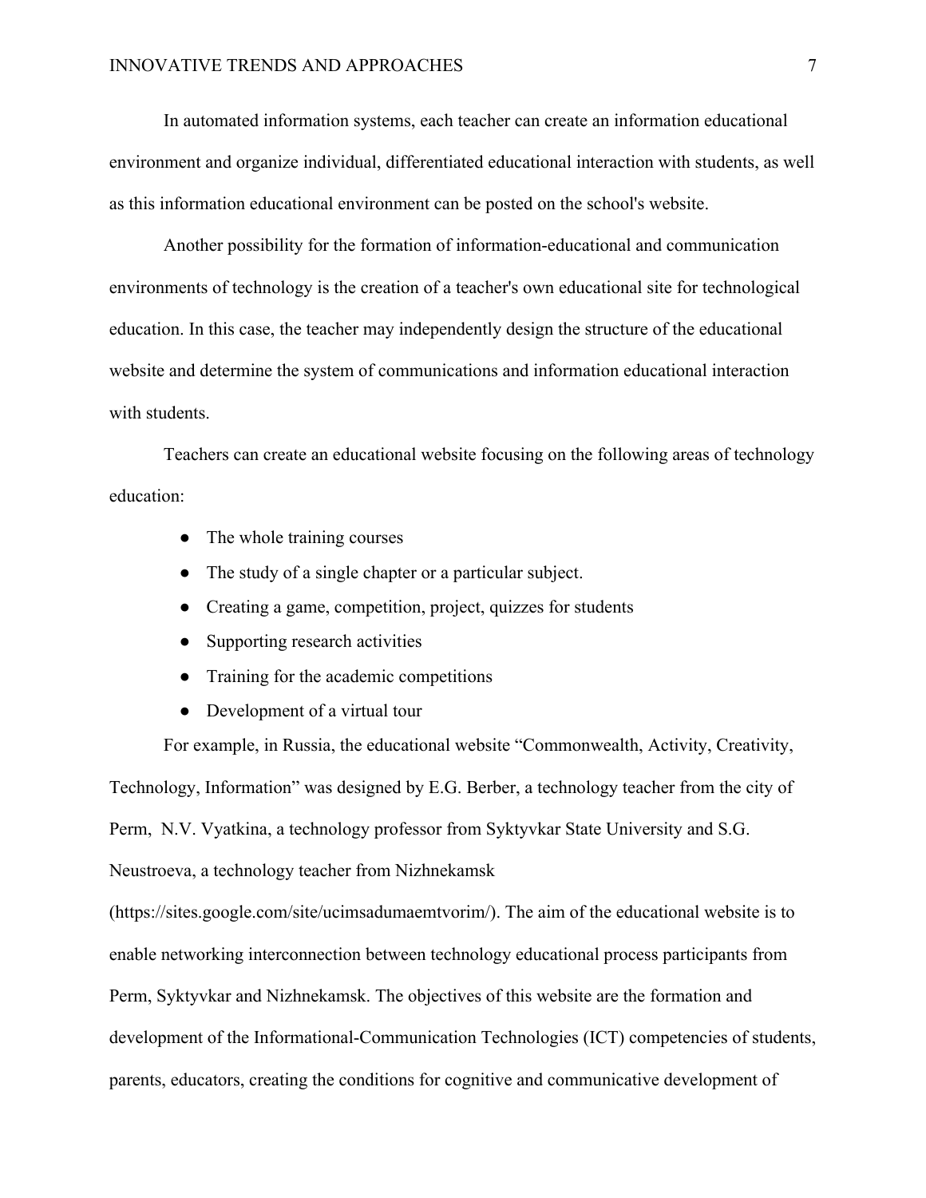In automated information systems, each teacher can create an information educational environment and organize individual, differentiated educational interaction with students, as well as this information educational environment can be posted on the school's website.

Another possibility for the formation of information-educational and communication environments of technology is the creation of a teacher's own educational site for technological education. In this case, the teacher may independently design the structure of the educational website and determine the system of communications and information educational interaction with students.

Teachers can create an educational website focusing on the following areas of technology education:

- The whole training courses
- The study of a single chapter or a particular subject.
- Creating a game, competition, project, quizzes for students
- Supporting research activities
- Training for the academic competitions
- Development of a virtual tour

For example, in Russia, the educational website "Commonwealth, Activity, Creativity, Technology, Information" was designed by E.G. Berber, a technology teacher from the city of Perm, N.V. Vyatkina, a technology professor from Syktyvkar State University and S.G. Neustroeva, a technology teacher from Nizhnekamsk (https://sites.google.com/site/ucimsadumaemtvorim/). The aim of the educational website is to enable networking interconnection between technology educational process participants from Perm, Syktyvkar and Nizhnekamsk. The objectives of this website are the formation and development of the Informational-Communication Technologies (ICT) competencies of students, parents, educators, creating the conditions for cognitive and communicative development of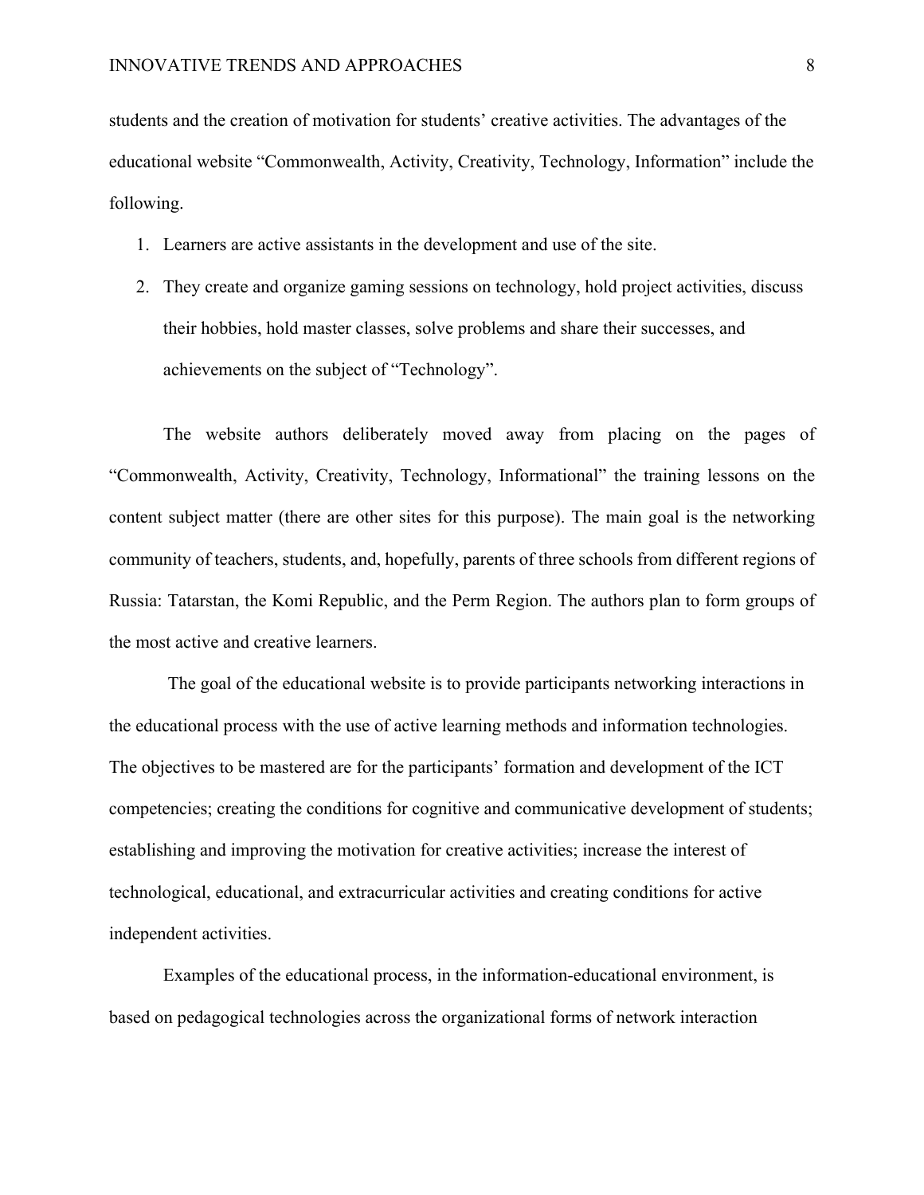students and the creation of motivation for students' creative activities. The advantages of the educational website "Commonwealth, Activity, Creativity, Technology, Information" include the following.

1. Learners are active assistants in the development and use of the site.
2. They create and organize gaming sessions on technology, hold project activities, discuss their hobbies, hold master classes, solve problems and share their successes, and achievements on the subject of "Technology".

The website authors deliberately moved away from placing on the pages of "Commonwealth, Activity, Creativity, Technology, Informational" the training lessons on the content subject matter (there are other sites for this purpose). The main goal is the networking community of teachers, students, and, hopefully, parents of three schools from different regions of Russia: Tatarstan, the Komi Republic, and the Perm Region. The authors plan to form groups of the most active and creative learners.

The goal of the educational website is to provide participants networking interactions in the educational process with the use of active learning methods and information technologies. The objectives to be mastered are for the participants' formation and development of the ICT competencies; creating the conditions for cognitive and communicative development of students; establishing and improving the motivation for creative activities; increase the interest of technological, educational, and extracurricular activities and creating conditions for active independent activities.

Examples of the educational process, in the information-educational environment, is based on pedagogical technologies across the organizational forms of network interaction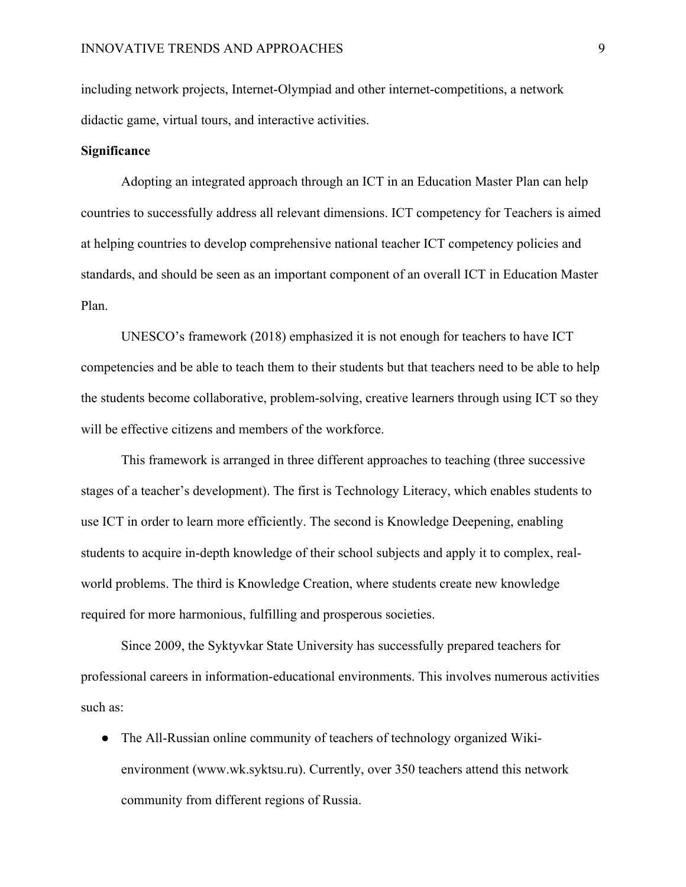including network projects, Internet-Olympiad and other internet-competitions, a network didactic game, virtual tours, and interactive activities.

**Significance**

Adopting an integrated approach through an ICT in an Education Master Plan can help countries to successfully address all relevant dimensions. ICT competency for Teachers is aimed at helping countries to develop comprehensive national teacher ICT competency policies and standards, and should be seen as an important component of an overall ICT in Education Master Plan.

UNESCO's framework (2018) emphasized it is not enough for teachers to have ICT competencies and be able to teach them to their students but that teachers need to be able to help the students become collaborative, problem-solving, creative learners through using ICT so they will be effective citizens and members of the workforce.

This framework is arranged in three different approaches to teaching (three successive stages of a teacher's development). The first is Technology Literacy, which enables students to use ICT in order to learn more efficiently. The second is Knowledge Deepening, enabling students to acquire in-depth knowledge of their school subjects and apply it to complex, real-world problems. The third is Knowledge Creation, where students create new knowledge required for more harmonious, fulfilling and prosperous societies.

Since 2009, the Syktyvkar State University has successfully prepared teachers for professional careers in information-educational environments. This involves numerous activities such as:

- The All-Russian online community of teachers of technology organized Wiki-environment (www.wk.syktsu.ru). Currently, over 350 teachers attend this network community from different regions of Russia.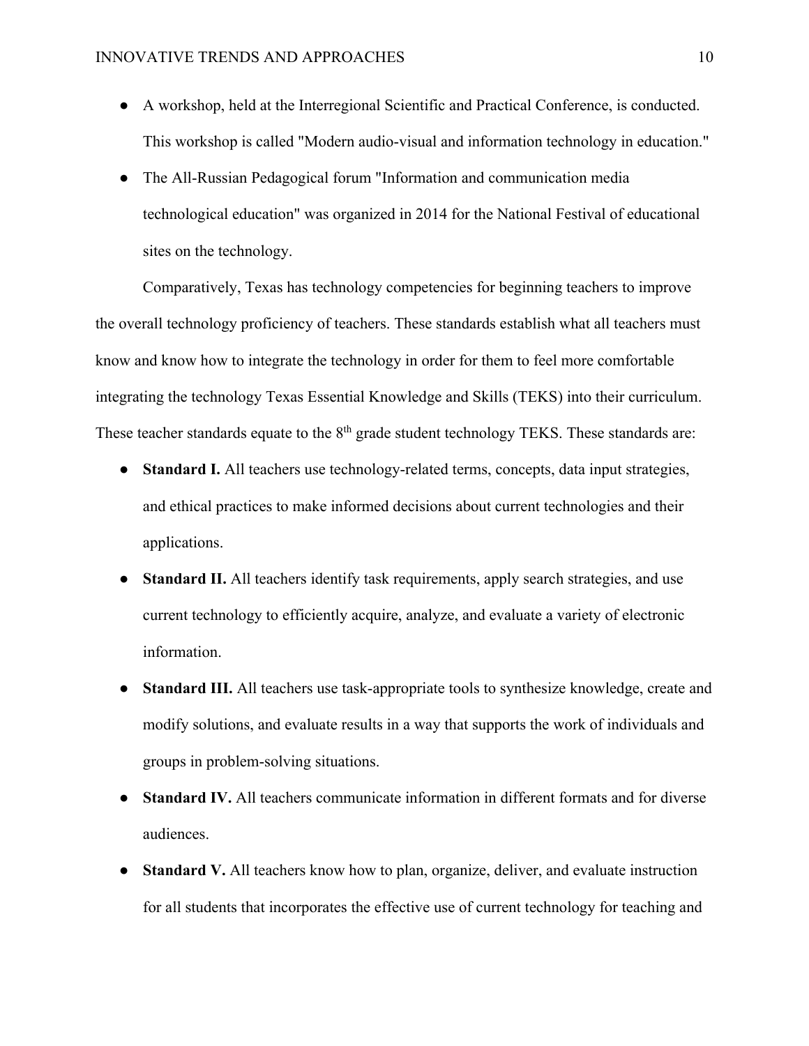- A workshop, held at the Interregional Scientific and Practical Conference, is conducted. This workshop is called "Modern audio-visual and information technology in education."
- The All-Russian Pedagogical forum "Information and communication media technological education" was organized in 2014 for the National Festival of educational sites on the technology.

Comparatively, Texas has technology competencies for beginning teachers to improve the overall technology proficiency of teachers. These standards establish what all teachers must know and know how to integrate the technology in order for them to feel more comfortable integrating the technology Texas Essential Knowledge and Skills (TEKS) into their curriculum. These teacher standards equate to the 8th grade student technology TEKS. These standards are:

- **Standard I.** All teachers use technology-related terms, concepts, data input strategies, and ethical practices to make informed decisions about current technologies and their applications.
- **Standard II.** All teachers identify task requirements, apply search strategies, and use current technology to efficiently acquire, analyze, and evaluate a variety of electronic information.
- **Standard III.** All teachers use task-appropriate tools to synthesize knowledge, create and modify solutions, and evaluate results in a way that supports the work of individuals and groups in problem-solving situations.
- **Standard IV.** All teachers communicate information in different formats and for diverse audiences.
- **Standard V.** All teachers know how to plan, organize, deliver, and evaluate instruction for all students that incorporates the effective use of current technology for teaching and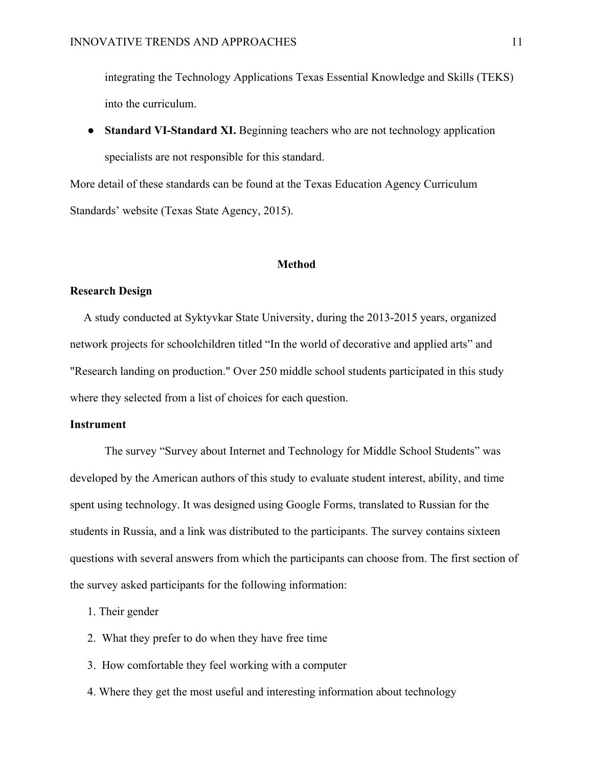integrating the Technology Applications Texas Essential Knowledge and Skills (TEKS) into the curriculum.

- **Standard VI-Standard XI.** Beginning teachers who are not technology application specialists are not responsible for this standard.

More detail of these standards can be found at the Texas Education Agency Curriculum Standards' website (Texas State Agency, 2015).

## Method

### Research Design

A study conducted at Syktyvkar State University, during the 2013-2015 years, organized network projects for schoolchildren titled "In the world of decorative and applied arts" and "Research landing on production." Over 250 middle school students participated in this study where they selected from a list of choices for each question.

### Instrument

The survey "Survey about Internet and Technology for Middle School Students" was developed by the American authors of this study to evaluate student interest, ability, and time spent using technology. It was designed using Google Forms, translated to Russian for the students in Russia, and a link was distributed to the participants. The survey contains sixteen questions with several answers from which the participants can choose from. The first section of the survey asked participants for the following information:

1. Their gender
2. What they prefer to do when they have free time
3. How comfortable they feel working with a computer
4. Where they get the most useful and interesting information about technology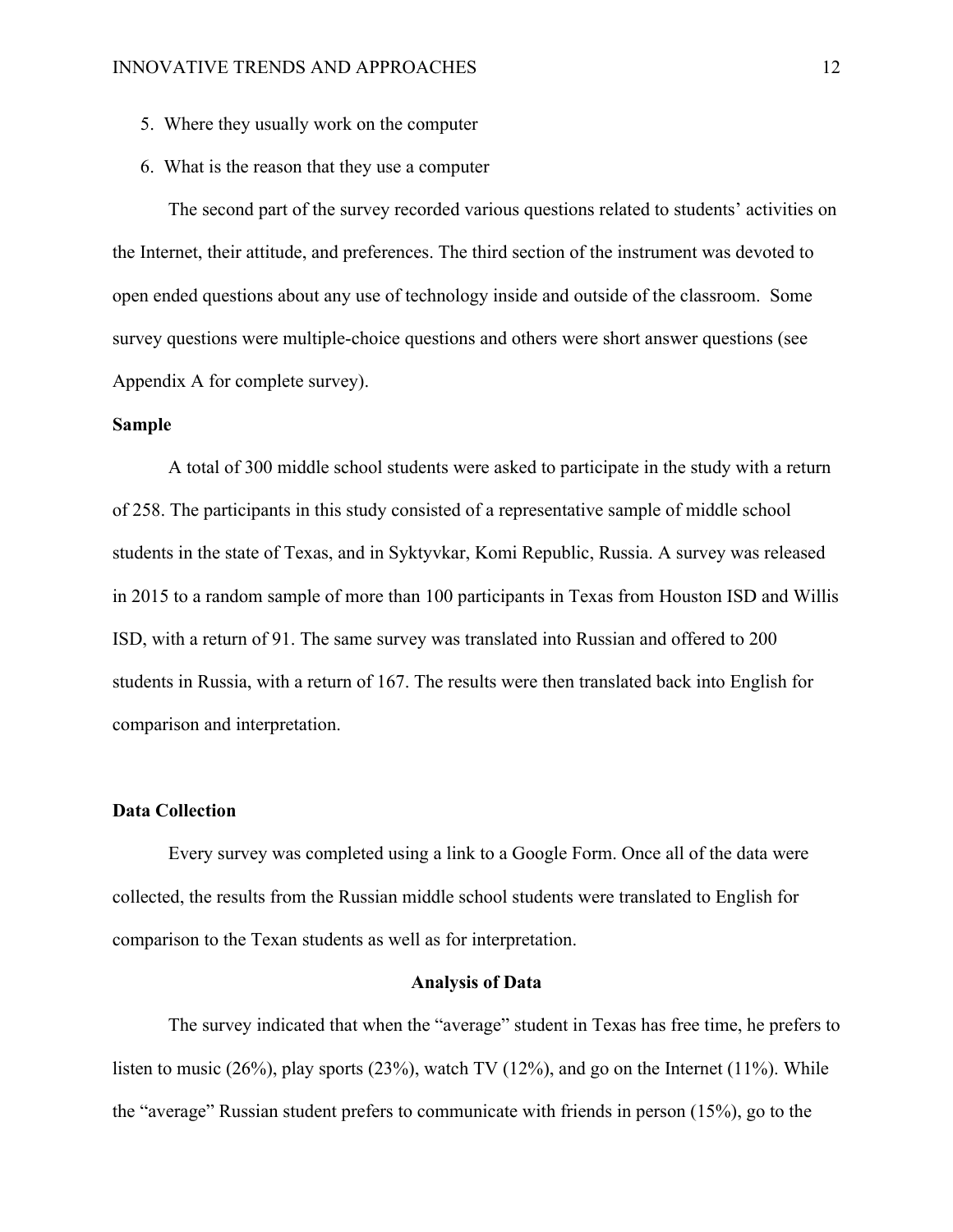5. Where they usually work on the computer
6. What is the reason that they use a computer

The second part of the survey recorded various questions related to students' activities on the Internet, their attitude, and preferences. The third section of the instrument was devoted to open ended questions about any use of technology inside and outside of the classroom. Some survey questions were multiple-choice questions and others were short answer questions (see Appendix A for complete survey).

**Sample**

A total of 300 middle school students were asked to participate in the study with a return of 258. The participants in this study consisted of a representative sample of middle school students in the state of Texas, and in Syktyvkar, Komi Republic, Russia. A survey was released in 2015 to a random sample of more than 100 participants in Texas from Houston ISD and Willis ISD, with a return of 91. The same survey was translated into Russian and offered to 200 students in Russia, with a return of 167. The results were then translated back into English for comparison and interpretation.

**Data Collection**

Every survey was completed using a link to a Google Form. Once all of the data were collected, the results from the Russian middle school students were translated to English for comparison to the Texan students as well as for interpretation.

## Analysis of Data

The survey indicated that when the "average" student in Texas has free time, he prefers to listen to music (26%), play sports (23%), watch TV (12%), and go on the Internet (11%). While the "average" Russian student prefers to communicate with friends in person (15%), go to the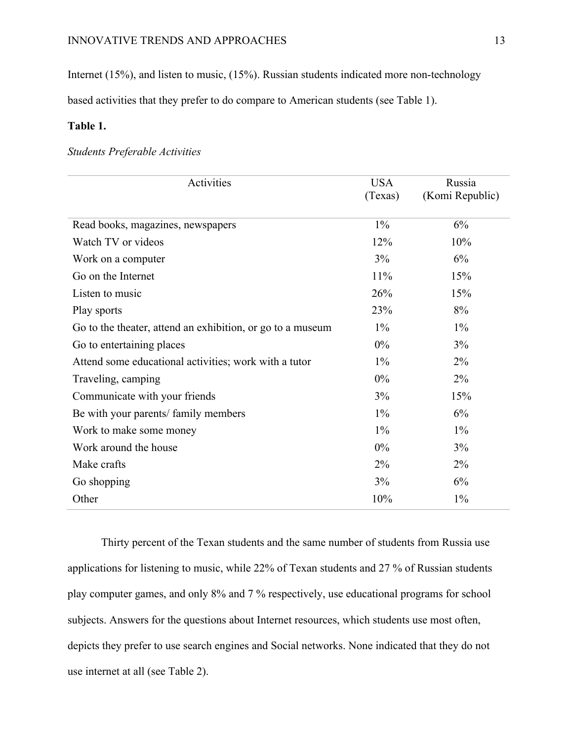Internet (15%), and listen to music, (15%). Russian students indicated more non-technology based activities that they prefer to do compare to American students (see Table 1).

**Table 1.**

*Students Preferable Activities*

| Activities | USA (Texas) | Russia (Komi Republic) |
|---|---|---|
| Read books, magazines, newspapers | 1% | 6% |
| Watch TV or videos | 12% | 10% |
| Work on a computer | 3% | 6% |
| Go on the Internet | 11% | 15% |
| Listen to music | 26% | 15% |
| Play sports | 23% | 8% |
| Go to the theater, attend an exhibition, or go to a museum | 1% | 1% |
| Go to entertaining places | 0% | 3% |
| Attend some educational activities; work with a tutor | 1% | 2% |
| Traveling, camping | 0% | 2% |
| Communicate with your friends | 3% | 15% |
| Be with your parents/ family members | 1% | 6% |
| Work to make some money | 1% | 1% |
| Work around the house | 0% | 3% |
| Make crafts | 2% | 2% |
| Go shopping | 3% | 6% |
| Other | 10% | 1% |

Thirty percent of the Texan students and the same number of students from Russia use applications for listening to music, while 22% of Texan students and 27 % of Russian students play computer games, and only 8% and 7 % respectively, use educational programs for school subjects. Answers for the questions about Internet resources, which students use most often, depicts they prefer to use search engines and Social networks. None indicated that they do not use internet at all (see Table 2).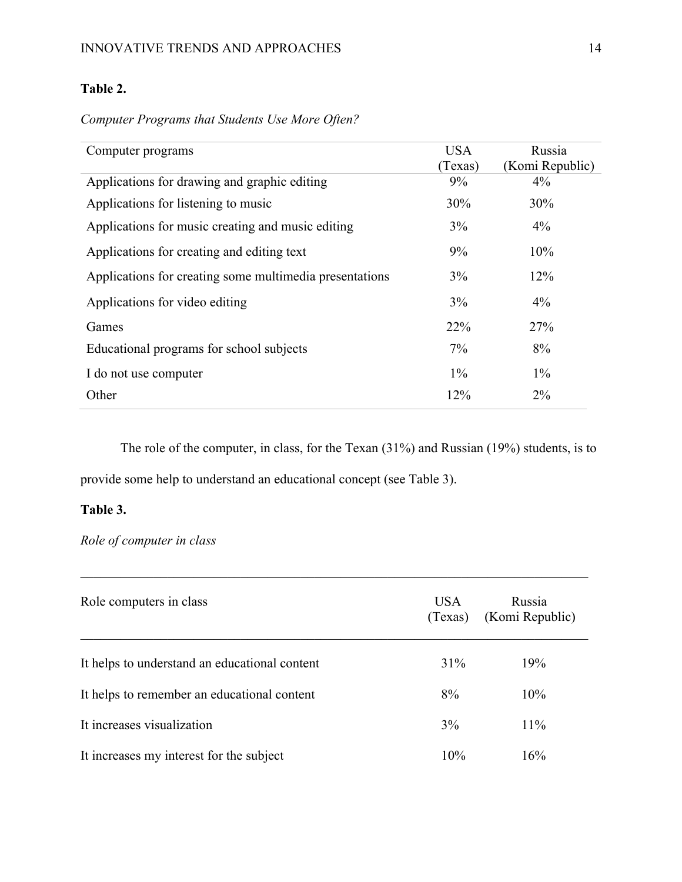**Table 2.**

*Computer Programs that Students Use More Often?*

| Computer programs | USA (Texas) | Russia (Komi Republic) |
|---|---|---|
| Applications for drawing and graphic editing | 9% | 4% |
| Applications for listening to music | 30% | 30% |
| Applications for music creating and music editing | 3% | 4% |
| Applications for creating and editing text | 9% | 10% |
| Applications for creating some multimedia presentations | 3% | 12% |
| Applications for video editing | 3% | 4% |
| Games | 22% | 27% |
| Educational programs for school subjects | 7% | 8% |
| I do not use computer | 1% | 1% |
| Other | 12% | 2% |

The role of the computer, in class, for the Texan (31%) and Russian (19%) students, is to provide some help to understand an educational concept (see Table 3).

**Table 3.**

*Role of computer in class*

| Role computers in class | USA (Texas) | Russia (Komi Republic) |
|---|---|---|
| It helps to understand an educational content | 31% | 19% |
| It helps to remember an educational content | 8% | 10% |
| It increases visualization | 3% | 11% |
| It increases my interest for the subject | 10% | 16% |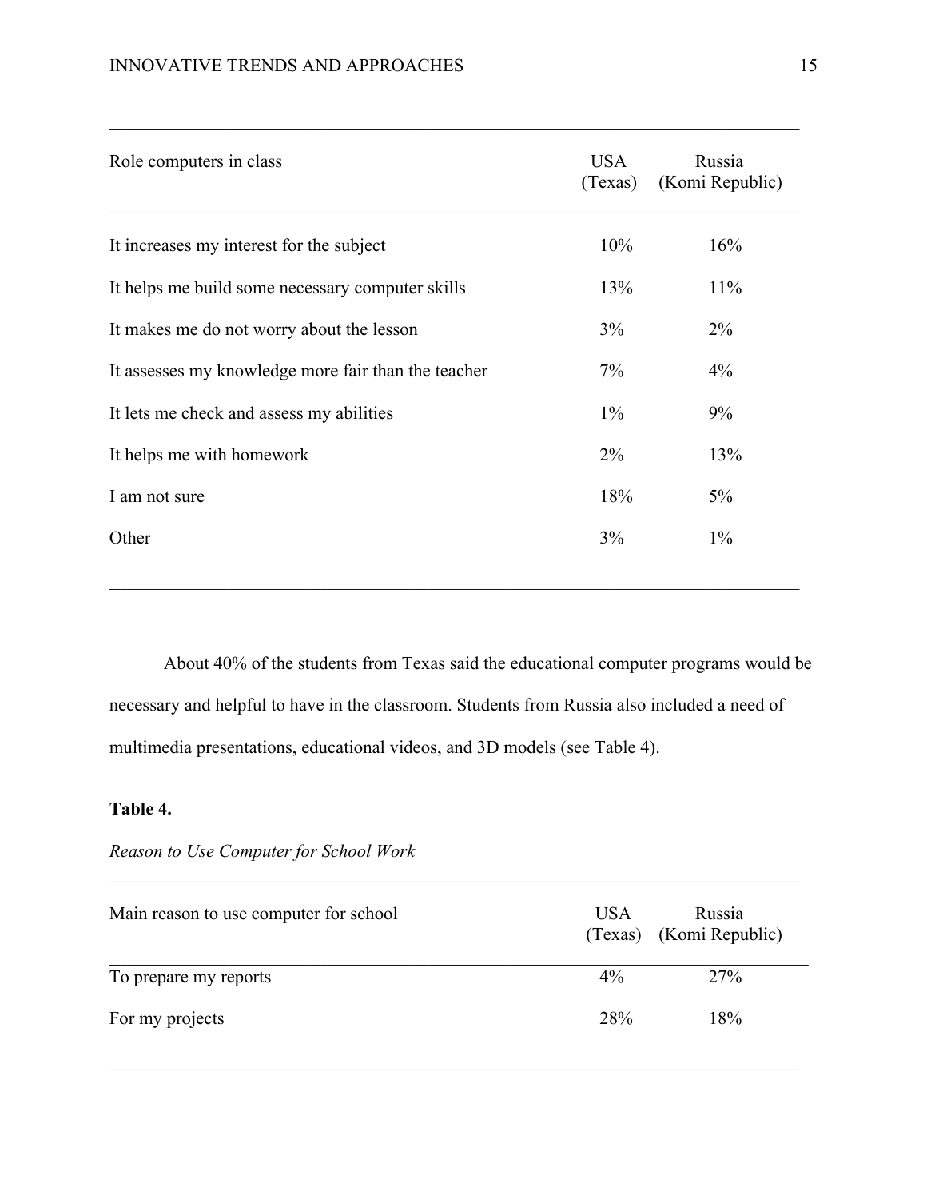| Role computers in class | USA (Texas) | Russia (Komi Republic) |
|---|---|---|
| It increases my interest for the subject | 10% | 16% |
| It helps me build some necessary computer skills | 13% | 11% |
| It makes me do not worry about the lesson | 3% | 2% |
| It assesses my knowledge more fair than the teacher | 7% | 4% |
| It lets me check and assess my abilities | 1% | 9% |
| It helps me with homework | 2% | 13% |
| I am not sure | 18% | 5% |
| Other | 3% | 1% |

About 40% of the students from Texas said the educational computer programs would be necessary and helpful to have in the classroom. Students from Russia also included a need of multimedia presentations, educational videos, and 3D models (see Table 4).

**Table 4.**

*Reason to Use Computer for School Work*

| Main reason to use computer for school | USA (Texas) | Russia (Komi Republic) |
|---|---|---|
| To prepare my reports | 4% | 27% |
| For my projects | 28% | 18% |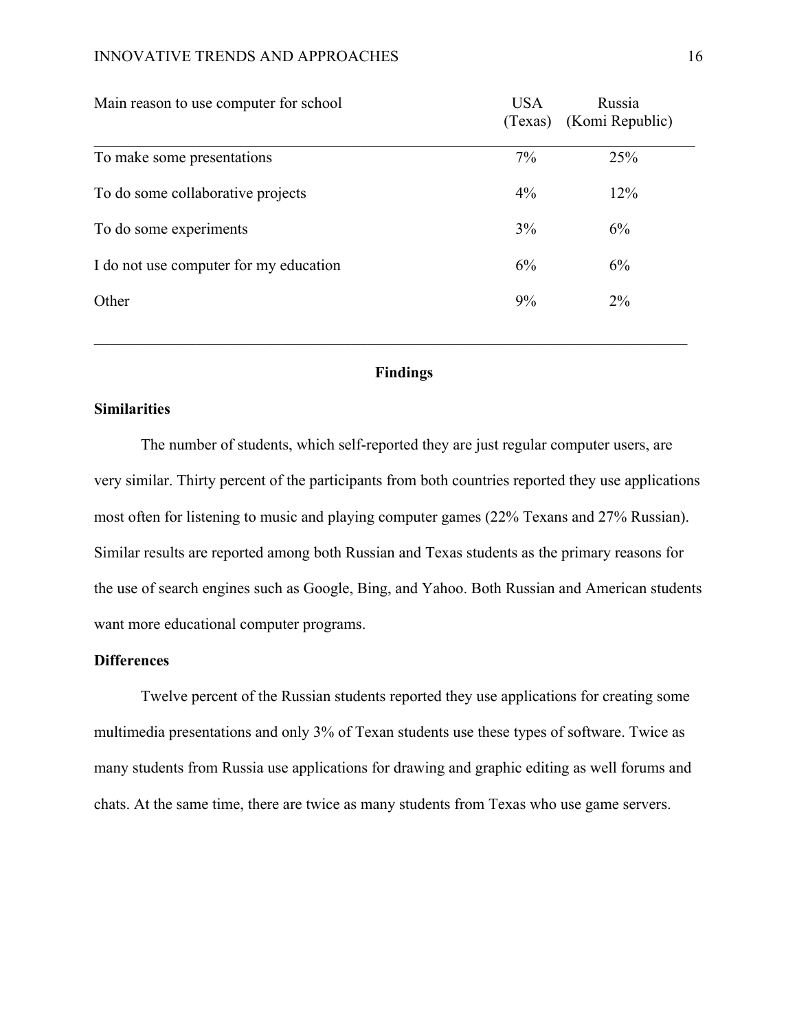| Main reason to use computer for school | USA (Texas) | Russia (Komi Republic) |
|---|---|---|
| To make some presentations | 7% | 25% |
| To do some collaborative projects | 4% | 12% |
| To do some experiments | 3% | 6% |
| I do not use computer for my education | 6% | 6% |
| Other | 9% | 2% |

## Findings

### Similarities

The number of students, which self-reported they are just regular computer users, are very similar. Thirty percent of the participants from both countries reported they use applications most often for listening to music and playing computer games (22% Texans and 27% Russian). Similar results are reported among both Russian and Texas students as the primary reasons for the use of search engines such as Google, Bing, and Yahoo. Both Russian and American students want more educational computer programs.

### Differences

Twelve percent of the Russian students reported they use applications for creating some multimedia presentations and only 3% of Texan students use these types of software. Twice as many students from Russia use applications for drawing and graphic editing as well forums and chats. At the same time, there are twice as many students from Texas who use game servers.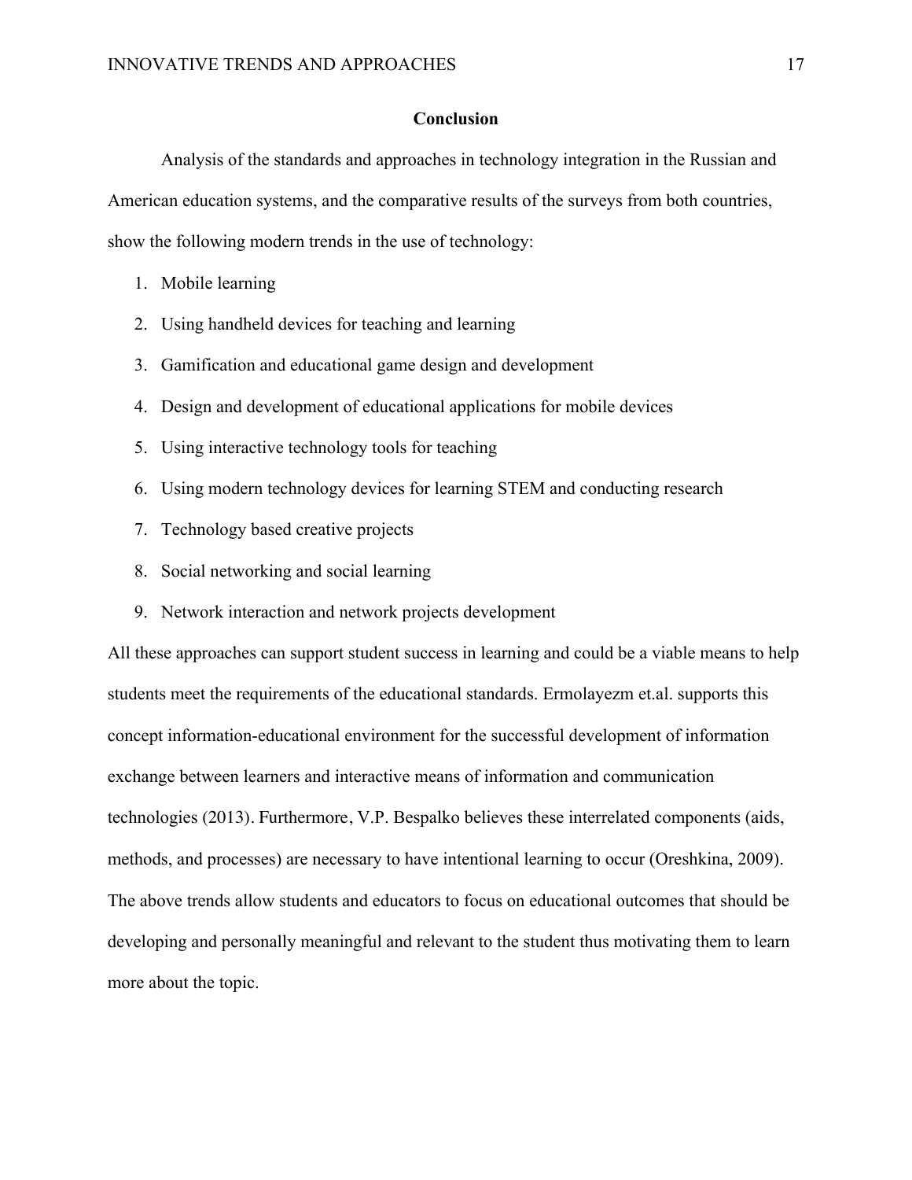## Conclusion

Analysis of the standards and approaches in technology integration in the Russian and American education systems, and the comparative results of the surveys from both countries, show the following modern trends in the use of technology:

1. Mobile learning
2. Using handheld devices for teaching and learning
3. Gamification and educational game design and development
4. Design and development of educational applications for mobile devices
5. Using interactive technology tools for teaching
6. Using modern technology devices for learning STEM and conducting research
7. Technology based creative projects
8. Social networking and social learning
9. Network interaction and network projects development

All these approaches can support student success in learning and could be a viable means to help students meet the requirements of the educational standards. Ermolayezm et.al. supports this concept information-educational environment for the successful development of information exchange between learners and interactive means of information and communication technologies (2013). Furthermore, V.P. Bespalko believes these interrelated components (aids, methods, and processes) are necessary to have intentional learning to occur (Oreshkina, 2009). The above trends allow students and educators to focus on educational outcomes that should be developing and personally meaningful and relevant to the student thus motivating them to learn more about the topic.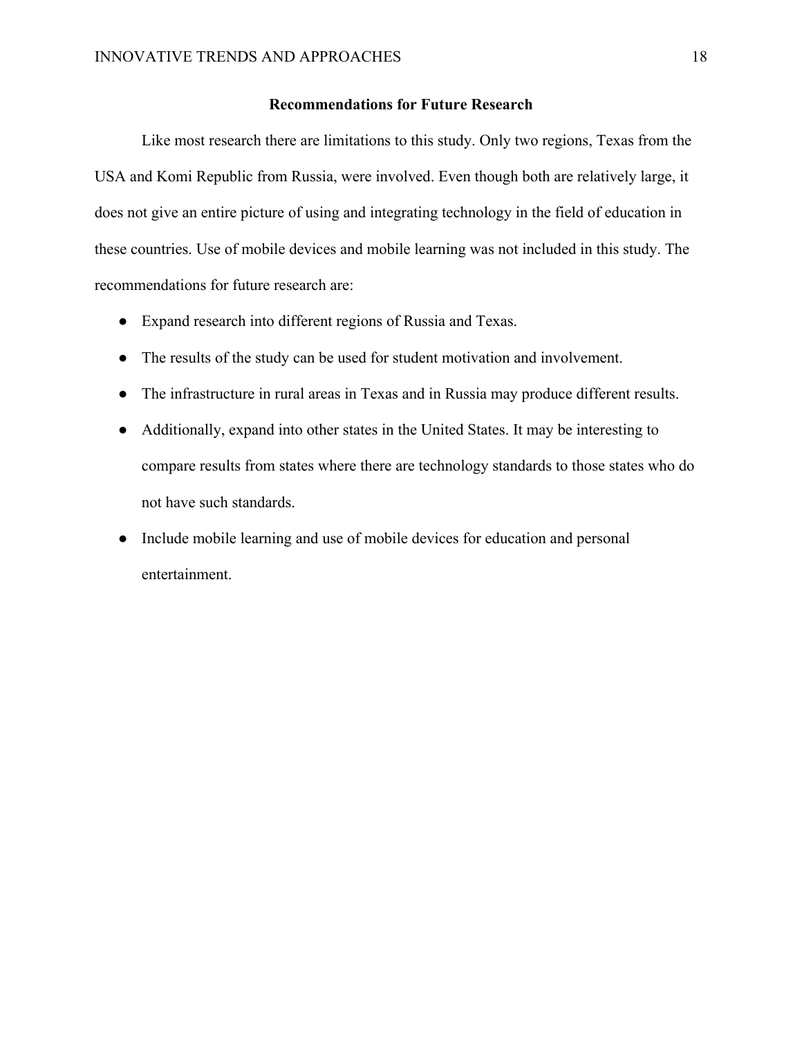## Recommendations for Future Research

Like most research there are limitations to this study. Only two regions, Texas from the USA and Komi Republic from Russia, were involved. Even though both are relatively large, it does not give an entire picture of using and integrating technology in the field of education in these countries. Use of mobile devices and mobile learning was not included in this study. The recommendations for future research are:

- Expand research into different regions of Russia and Texas.
- The results of the study can be used for student motivation and involvement.
- The infrastructure in rural areas in Texas and in Russia may produce different results.
- Additionally, expand into other states in the United States. It may be interesting to compare results from states where there are technology standards to those states who do not have such standards.
- Include mobile learning and use of mobile devices for education and personal entertainment.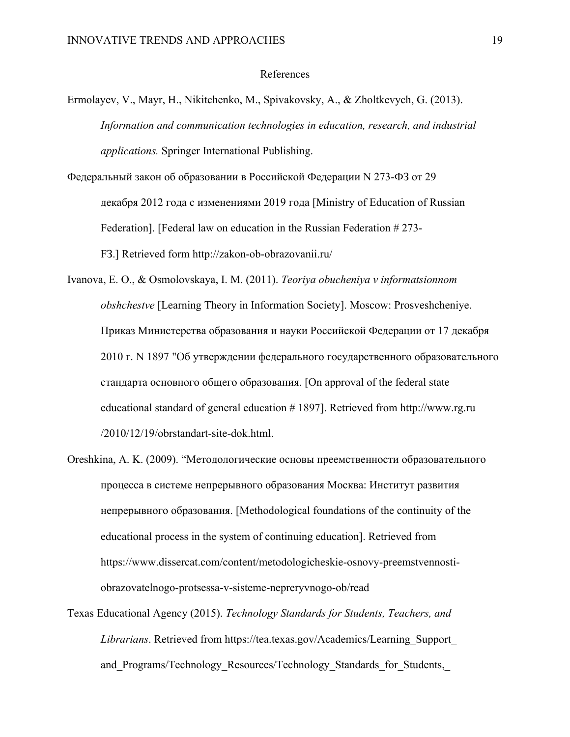References

Ermolayev, V., Mayr, H., Nikitchenko, M., Spivakovsky, A., & Zholtkevych, G. (2013). *Information and communication technologies in education, research, and industrial applications.* Springer International Publishing.

Федеральный закон об образовании в Российской Федерации N 273-ФЗ от 29 декабря 2012 года с изменениями 2019 года [Ministry of Education of Russian Federation]. [Federal law on education in the Russian Federation # 273-FЗ.] Retrieved form http://zakon-ob-obrazovanii.ru/

Ivanova, E. O., & Osmolovskaya, I. M. (2011). *Teoriya obucheniya v informatsionnom obshchestve* [Learning Theory in Information Society]. Moscow: Prosveshcheniye. Приказ Министерства образования и науки Российской Федерации от 17 декабря 2010 г. N 1897 "Об утверждении федерального государственного образовательного стандарта основного общего образования. [On approval of the federal state educational standard of general education # 1897]. Retrieved from http://www.rg.ru /2010/12/19/obrstandart-site-dok.html.

Oreshkina, A. K. (2009). "Методологические основы преемственности образовательного процесса в системе непрерывного образования Москва: Институт развития непрерывного образования. [Methodological foundations of the continuity of the educational process in the system of continuing education]. Retrieved from https://www.dissercat.com/content/metodologicheskie-osnovy-preemstvennosti-obrazovatelnogo-protsessa-v-sisteme-nepreryvnogo-ob/read

Texas Educational Agency (2015). *Technology Standards for Students, Teachers, and Librarians*. Retrieved from https://tea.texas.gov/Academics/Learning_Support_and_Programs/Technology_Resources/Technology_Standards_for_Students,_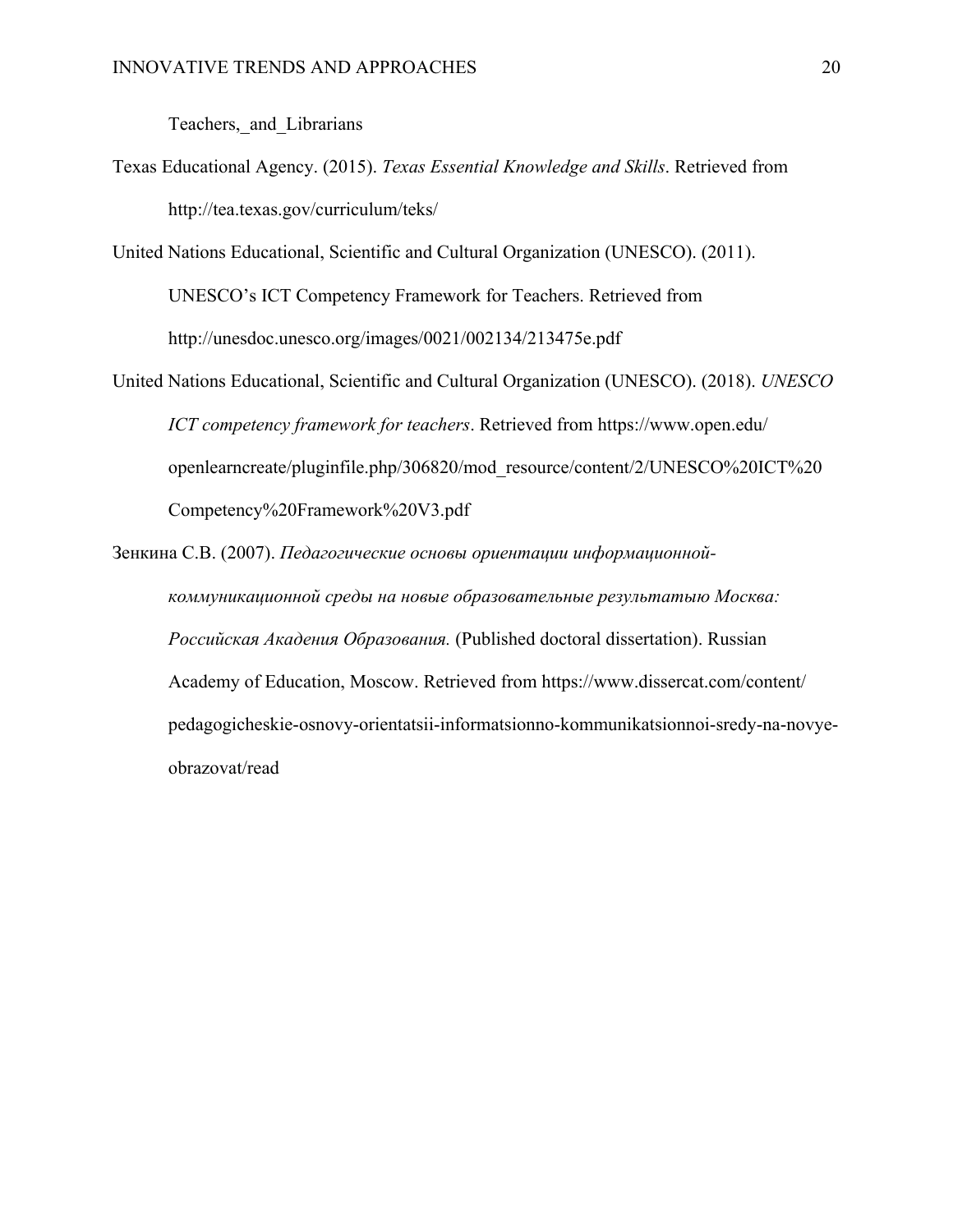Teachers,_and_Librarians

Texas Educational Agency. (2015). *Texas Essential Knowledge and Skills*. Retrieved from http://tea.texas.gov/curriculum/teks/

United Nations Educational, Scientific and Cultural Organization (UNESCO). (2011). UNESCO's ICT Competency Framework for Teachers. Retrieved from http://unesdoc.unesco.org/images/0021/002134/213475e.pdf

United Nations Educational, Scientific and Cultural Organization (UNESCO). (2018). *UNESCO ICT competency framework for teachers*. Retrieved from https://www.open.edu/openlearncreate/pluginfile.php/306820/mod_resource/content/2/UNESCO%20ICT%20Competency%20Framework%20V3.pdf

Зенкина С.В. (2007). *Педагогические основы ориентации информационной-коммуникационной среды на новые образовательные результатыю Москва: Российская Акадения Образования.* (Published doctoral dissertation). Russian Academy of Education, Moscow. Retrieved from https://www.dissercat.com/content/pedagogicheskie-osnovy-orientatsii-informatsionno-kommunikatsionnoi-sredy-na-novye-obrazovat/read